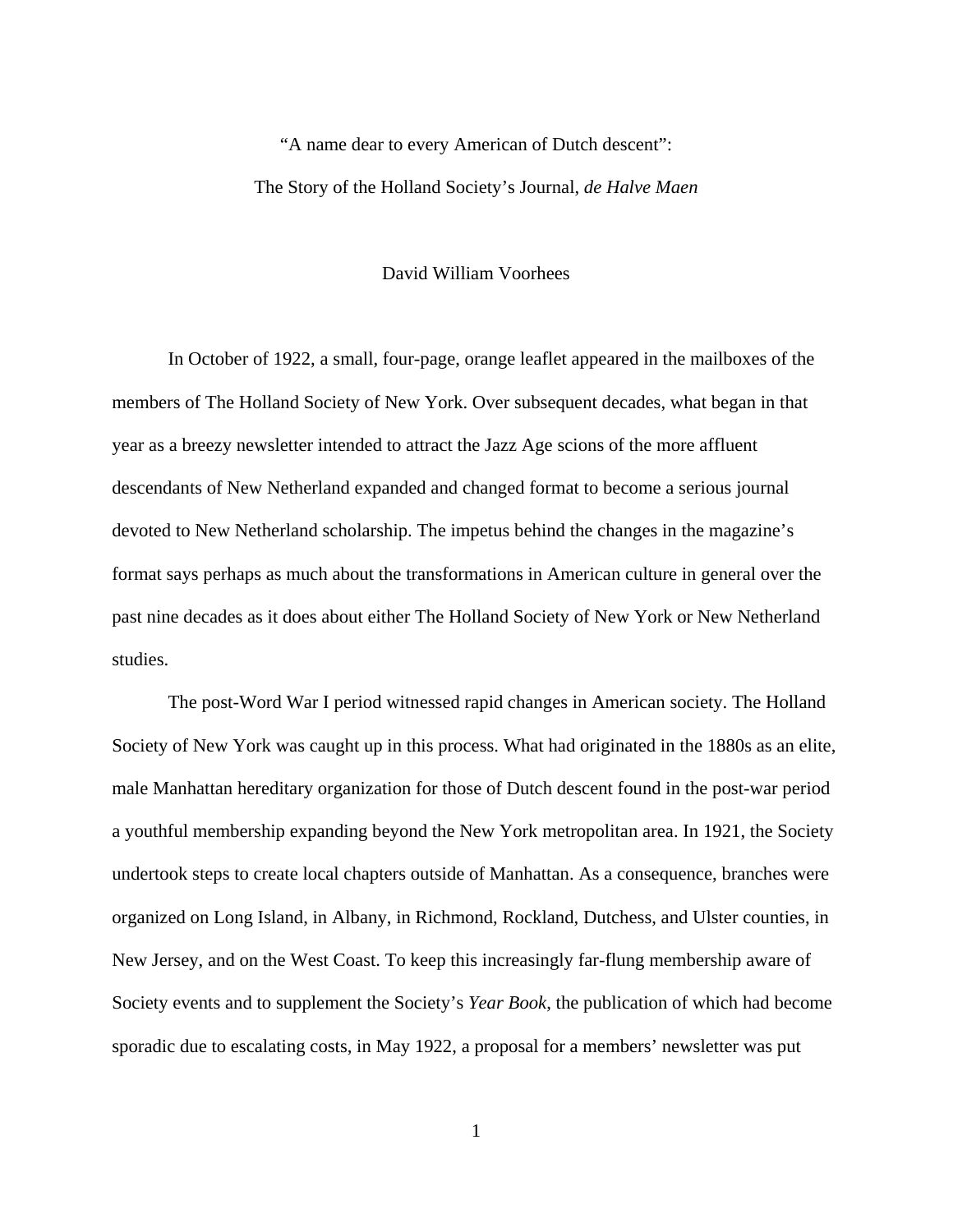# "A name dear to every American of Dutch descent": The Story of the Holland Society's Journal, *de Halve Maen*

David William Voorhees

In October of 1922, a small, four-page, orange leaflet appeared in the mailboxes of the members of The Holland Society of New York. Over subsequent decades, what began in that year as a breezy newsletter intended to attract the Jazz Age scions of the more affluent descendants of New Netherland expanded and changed format to become a serious journal devoted to New Netherland scholarship. The impetus behind the changes in the magazine's format says perhaps as much about the transformations in American culture in general over the past nine decades as it does about either The Holland Society of New York or New Netherland studies.

The post-Word War I period witnessed rapid changes in American society. The Holland Society of New York was caught up in this process. What had originated in the 1880s as an elite, male Manhattan hereditary organization for those of Dutch descent found in the post-war period a youthful membership expanding beyond the New York metropolitan area. In 1921, the Society undertook steps to create local chapters outside of Manhattan. As a consequence, branches were organized on Long Island, in Albany, in Richmond, Rockland, Dutchess, and Ulster counties, in New Jersey, and on the West Coast. To keep this increasingly far-flung membership aware of Society events and to supplement the Society's *Year Book*, the publication of which had become sporadic due to escalating costs, in May 1922, a proposal for a members' newsletter was put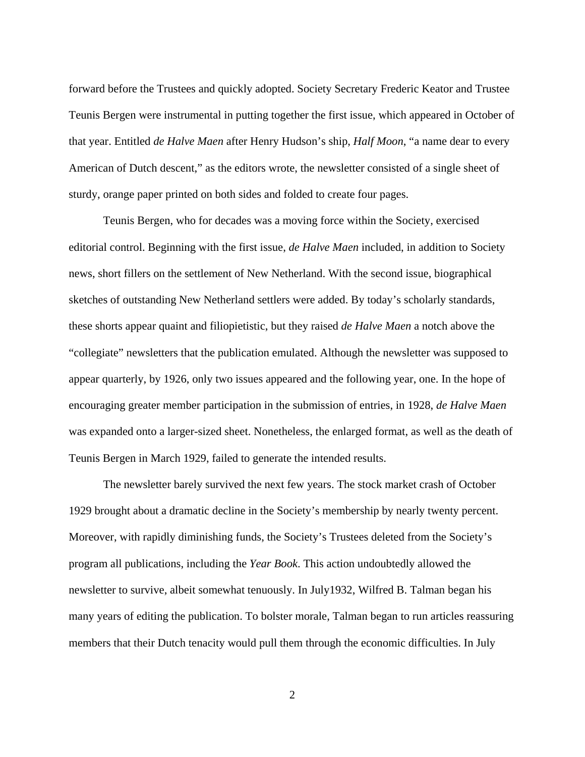forward before the Trustees and quickly adopted. Society Secretary Frederic Keator and Trustee Teunis Bergen were instrumental in putting together the first issue, which appeared in October of that year. Entitled *de Halve Maen* after Henry Hudson's ship, *Half Moon*, "a name dear to every American of Dutch descent," as the editors wrote, the newsletter consisted of a single sheet of sturdy, orange paper printed on both sides and folded to create four pages.

Teunis Bergen, who for decades was a moving force within the Society, exercised editorial control. Beginning with the first issue, *de Halve Maen* included, in addition to Society news, short fillers on the settlement of New Netherland. With the second issue, biographical sketches of outstanding New Netherland settlers were added. By today's scholarly standards, these shorts appear quaint and filiopietistic, but they raised *de Halve Maen* a notch above the "collegiate" newsletters that the publication emulated. Although the newsletter was supposed to appear quarterly, by 1926, only two issues appeared and the following year, one. In the hope of encouraging greater member participation in the submission of entries, in 1928, *de Halve Maen* was expanded onto a larger-sized sheet. Nonetheless, the enlarged format, as well as the death of Teunis Bergen in March 1929, failed to generate the intended results.

The newsletter barely survived the next few years. The stock market crash of October 1929 brought about a dramatic decline in the Society's membership by nearly twenty percent. Moreover, with rapidly diminishing funds, the Society's Trustees deleted from the Society's program all publications, including the *Year Book*. This action undoubtedly allowed the newsletter to survive, albeit somewhat tenuously. In July1932, Wilfred B. Talman began his many years of editing the publication. To bolster morale, Talman began to run articles reassuring members that their Dutch tenacity would pull them through the economic difficulties. In July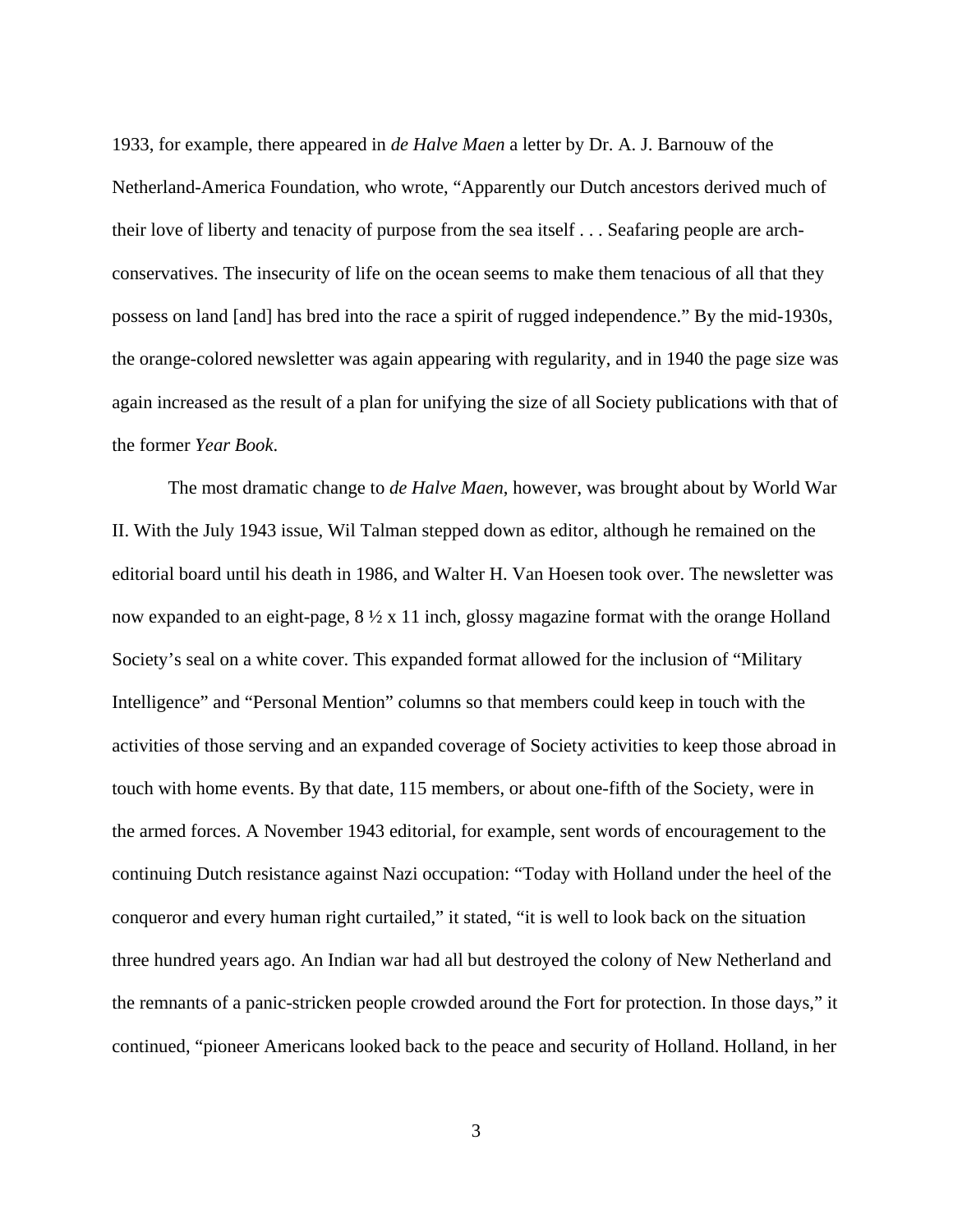1933, for example, there appeared in *de Halve Maen* a letter by Dr. A. J. Barnouw of the Netherland-America Foundation, who wrote, "Apparently our Dutch ancestors derived much of their love of liberty and tenacity of purpose from the sea itself . . . Seafaring people are arch-conservatives. The insecurity of life on the ocean seems to make them tenacious of all that they possess on land [and] has bred into the race a spirit of rugged independence." By the mid-1930s, the orange-colored newsletter was again appearing with regularity, and in 1940 the page size was again increased as the result of a plan for unifying the size of all Society publications with that of the former *Year Book*.

The most dramatic change to *de Halve Maen*, however, was brought about by World War II. With the July 1943 issue, Wil Talman stepped down as editor, although he remained on the editorial board until his death in 1986, and Walter H. Van Hoesen took over. The newsletter was now expanded to an eight-page, 8 ½ x 11 inch, glossy magazine format with the orange Holland Society's seal on a white cover. This expanded format allowed for the inclusion of "Military Intelligence" and "Personal Mention" columns so that members could keep in touch with the activities of those serving and an expanded coverage of Society activities to keep those abroad in touch with home events. By that date, 115 members, or about one-fifth of the Society, were in the armed forces. A November 1943 editorial, for example, sent words of encouragement to the continuing Dutch resistance against Nazi occupation: "Today with Holland under the heel of the conqueror and every human right curtailed," it stated, "it is well to look back on the situation three hundred years ago. An Indian war had all but destroyed the colony of New Netherland and the remnants of a panic-stricken people crowded around the Fort for protection. In those days," it continued, "pioneer Americans looked back to the peace and security of Holland. Holland, in her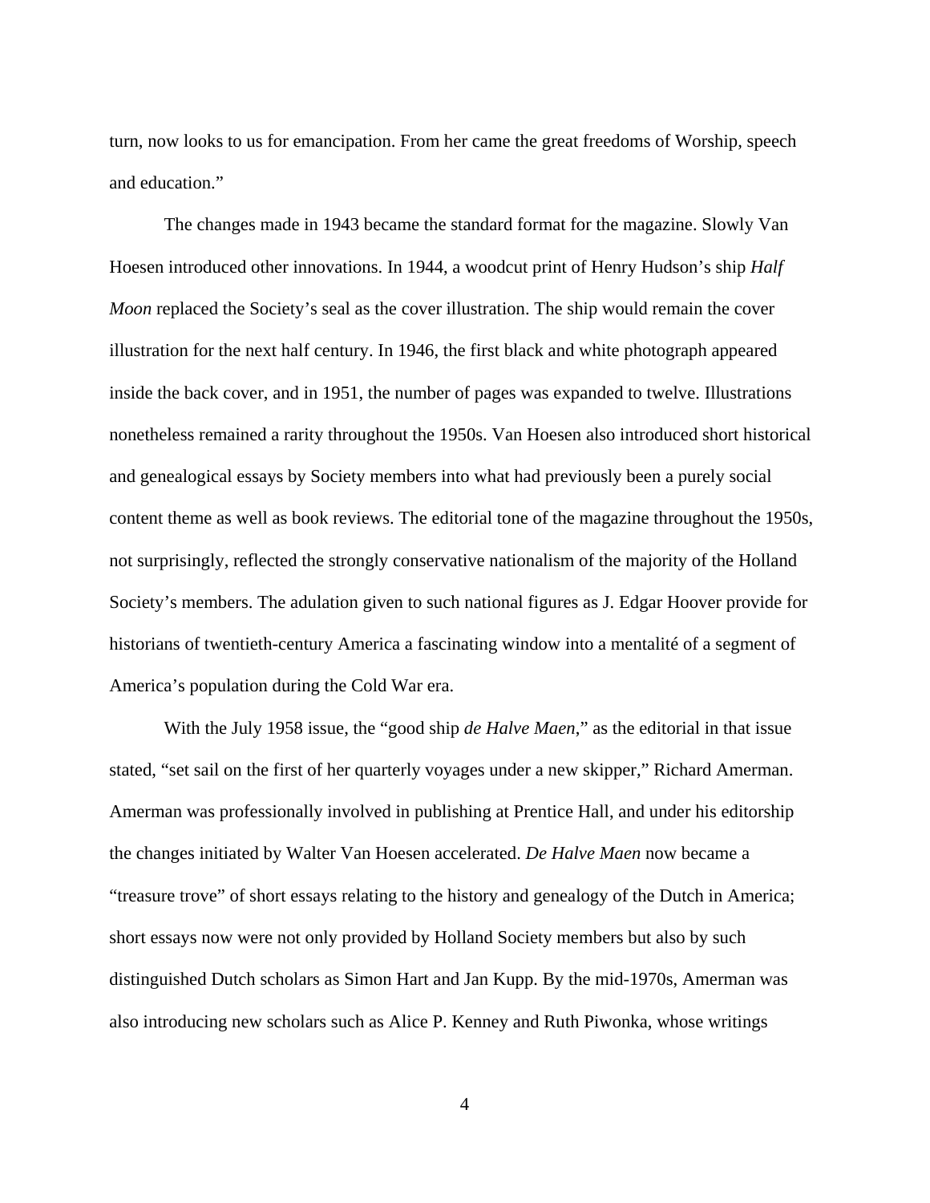turn, now looks to us for emancipation. From her came the great freedoms of Worship, speech and education."

The changes made in 1943 became the standard format for the magazine. Slowly Van Hoesen introduced other innovations. In 1944, a woodcut print of Henry Hudson's ship *Half Moon* replaced the Society's seal as the cover illustration. The ship would remain the cover illustration for the next half century. In 1946, the first black and white photograph appeared inside the back cover, and in 1951, the number of pages was expanded to twelve. Illustrations nonetheless remained a rarity throughout the 1950s. Van Hoesen also introduced short historical and genealogical essays by Society members into what had previously been a purely social content theme as well as book reviews. The editorial tone of the magazine throughout the 1950s, not surprisingly, reflected the strongly conservative nationalism of the majority of the Holland Society's members. The adulation given to such national figures as J. Edgar Hoover provide for historians of twentieth-century America a fascinating window into a mentalité of a segment of America's population during the Cold War era.

With the July 1958 issue, the "good ship *de Halve Maen*," as the editorial in that issue stated, "set sail on the first of her quarterly voyages under a new skipper," Richard Amerman. Amerman was professionally involved in publishing at Prentice Hall, and under his editorship the changes initiated by Walter Van Hoesen accelerated. *De Halve Maen* now became a "treasure trove" of short essays relating to the history and genealogy of the Dutch in America; short essays now were not only provided by Holland Society members but also by such distinguished Dutch scholars as Simon Hart and Jan Kupp. By the mid-1970s, Amerman was also introducing new scholars such as Alice P. Kenney and Ruth Piwonka, whose writings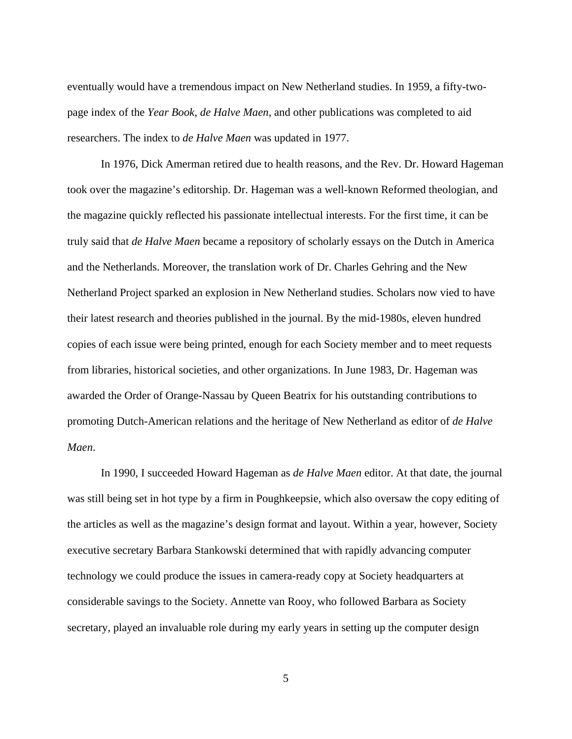eventually would have a tremendous impact on New Netherland studies. In 1959, a fifty-two-page index of the *Year Book*, *de Halve Maen,* and other publications was completed to aid researchers. The index to *de Halve Maen* was updated in 1977.

In 1976, Dick Amerman retired due to health reasons, and the Rev. Dr. Howard Hageman took over the magazine's editorship. Dr. Hageman was a well-known Reformed theologian, and the magazine quickly reflected his passionate intellectual interests. For the first time, it can be truly said that *de Halve Maen* became a repository of scholarly essays on the Dutch in America and the Netherlands. Moreover, the translation work of Dr. Charles Gehring and the New Netherland Project sparked an explosion in New Netherland studies. Scholars now vied to have their latest research and theories published in the journal. By the mid-1980s, eleven hundred copies of each issue were being printed, enough for each Society member and to meet requests from libraries, historical societies, and other organizations. In June 1983, Dr. Hageman was awarded the Order of Orange-Nassau by Queen Beatrix for his outstanding contributions to promoting Dutch-American relations and the heritage of New Netherland as editor of *de Halve Maen*.

In 1990, I succeeded Howard Hageman as *de Halve Maen* editor. At that date, the journal was still being set in hot type by a firm in Poughkeepsie, which also oversaw the copy editing of the articles as well as the magazine's design format and layout. Within a year, however, Society executive secretary Barbara Stankowski determined that with rapidly advancing computer technology we could produce the issues in camera-ready copy at Society headquarters at considerable savings to the Society. Annette van Rooy, who followed Barbara as Society secretary, played an invaluable role during my early years in setting up the computer design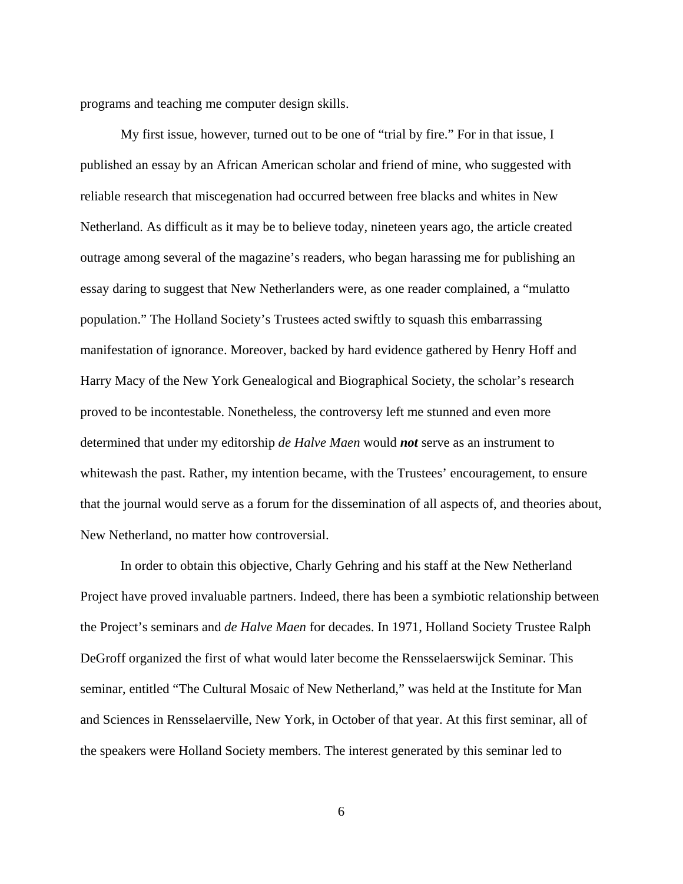programs and teaching me computer design skills.

My first issue, however, turned out to be one of "trial by fire." For in that issue, I published an essay by an African American scholar and friend of mine, who suggested with reliable research that miscegenation had occurred between free blacks and whites in New Netherland. As difficult as it may be to believe today, nineteen years ago, the article created outrage among several of the magazine's readers, who began harassing me for publishing an essay daring to suggest that New Netherlanders were, as one reader complained, a "mulatto population." The Holland Society's Trustees acted swiftly to squash this embarrassing manifestation of ignorance. Moreover, backed by hard evidence gathered by Henry Hoff and Harry Macy of the New York Genealogical and Biographical Society, the scholar's research proved to be incontestable. Nonetheless, the controversy left me stunned and even more determined that under my editorship *de Halve Maen* would ***not*** serve as an instrument to whitewash the past. Rather, my intention became, with the Trustees' encouragement, to ensure that the journal would serve as a forum for the dissemination of all aspects of, and theories about, New Netherland, no matter how controversial.

In order to obtain this objective, Charly Gehring and his staff at the New Netherland Project have proved invaluable partners. Indeed, there has been a symbiotic relationship between the Project's seminars and *de Halve Maen* for decades. In 1971, Holland Society Trustee Ralph DeGroff organized the first of what would later become the Rensselaerswijck Seminar. This seminar, entitled "The Cultural Mosaic of New Netherland," was held at the Institute for Man and Sciences in Rensselaerville, New York, in October of that year. At this first seminar, all of the speakers were Holland Society members. The interest generated by this seminar led to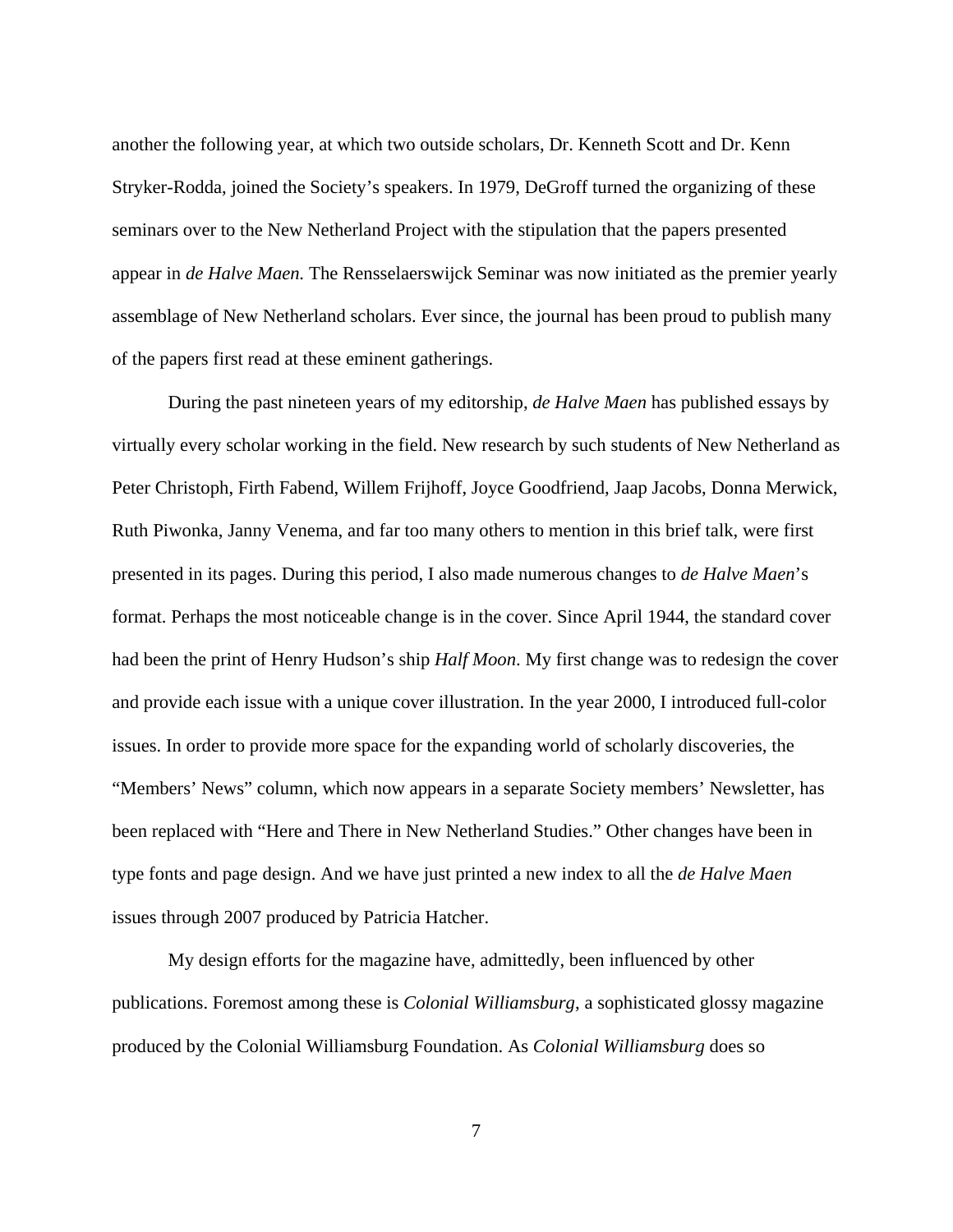another the following year, at which two outside scholars, Dr. Kenneth Scott and Dr. Kenn Stryker-Rodda, joined the Society's speakers. In 1979, DeGroff turned the organizing of these seminars over to the New Netherland Project with the stipulation that the papers presented appear in *de Halve Maen.* The Rensselaerswijck Seminar was now initiated as the premier yearly assemblage of New Netherland scholars. Ever since, the journal has been proud to publish many of the papers first read at these eminent gatherings.

During the past nineteen years of my editorship, *de Halve Maen* has published essays by virtually every scholar working in the field. New research by such students of New Netherland as Peter Christoph, Firth Fabend, Willem Frijhoff, Joyce Goodfriend, Jaap Jacobs, Donna Merwick, Ruth Piwonka, Janny Venema, and far too many others to mention in this brief talk, were first presented in its pages. During this period, I also made numerous changes to *de Halve Maen*'s format. Perhaps the most noticeable change is in the cover. Since April 1944, the standard cover had been the print of Henry Hudson's ship *Half Moon*. My first change was to redesign the cover and provide each issue with a unique cover illustration. In the year 2000, I introduced full-color issues. In order to provide more space for the expanding world of scholarly discoveries, the "Members' News" column, which now appears in a separate Society members' Newsletter, has been replaced with "Here and There in New Netherland Studies." Other changes have been in type fonts and page design. And we have just printed a new index to all the *de Halve Maen* issues through 2007 produced by Patricia Hatcher.

My design efforts for the magazine have, admittedly, been influenced by other publications. Foremost among these is *Colonial Williamsburg*, a sophisticated glossy magazine produced by the Colonial Williamsburg Foundation. As *Colonial Williamsburg* does so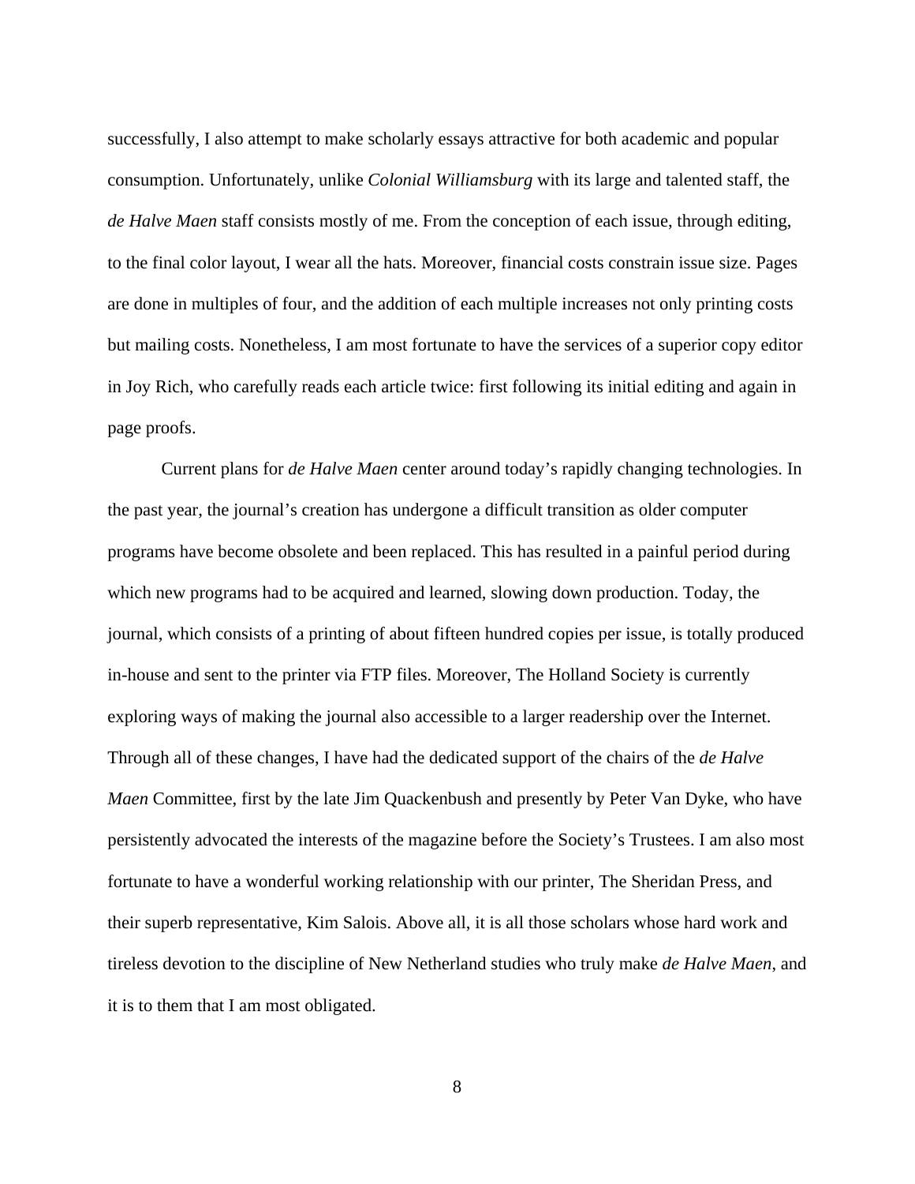successfully, I also attempt to make scholarly essays attractive for both academic and popular consumption. Unfortunately, unlike *Colonial Williamsburg* with its large and talented staff, the *de Halve Maen* staff consists mostly of me. From the conception of each issue, through editing, to the final color layout, I wear all the hats. Moreover, financial costs constrain issue size. Pages are done in multiples of four, and the addition of each multiple increases not only printing costs but mailing costs. Nonetheless, I am most fortunate to have the services of a superior copy editor in Joy Rich, who carefully reads each article twice: first following its initial editing and again in page proofs.

Current plans for *de Halve Maen* center around today's rapidly changing technologies. In the past year, the journal's creation has undergone a difficult transition as older computer programs have become obsolete and been replaced. This has resulted in a painful period during which new programs had to be acquired and learned, slowing down production. Today, the journal, which consists of a printing of about fifteen hundred copies per issue, is totally produced in-house and sent to the printer via FTP files. Moreover, The Holland Society is currently exploring ways of making the journal also accessible to a larger readership over the Internet. Through all of these changes, I have had the dedicated support of the chairs of the *de Halve Maen* Committee, first by the late Jim Quackenbush and presently by Peter Van Dyke, who have persistently advocated the interests of the magazine before the Society's Trustees. I am also most fortunate to have a wonderful working relationship with our printer, The Sheridan Press, and their superb representative, Kim Salois. Above all, it is all those scholars whose hard work and tireless devotion to the discipline of New Netherland studies who truly make *de Halve Maen*, and it is to them that I am most obligated.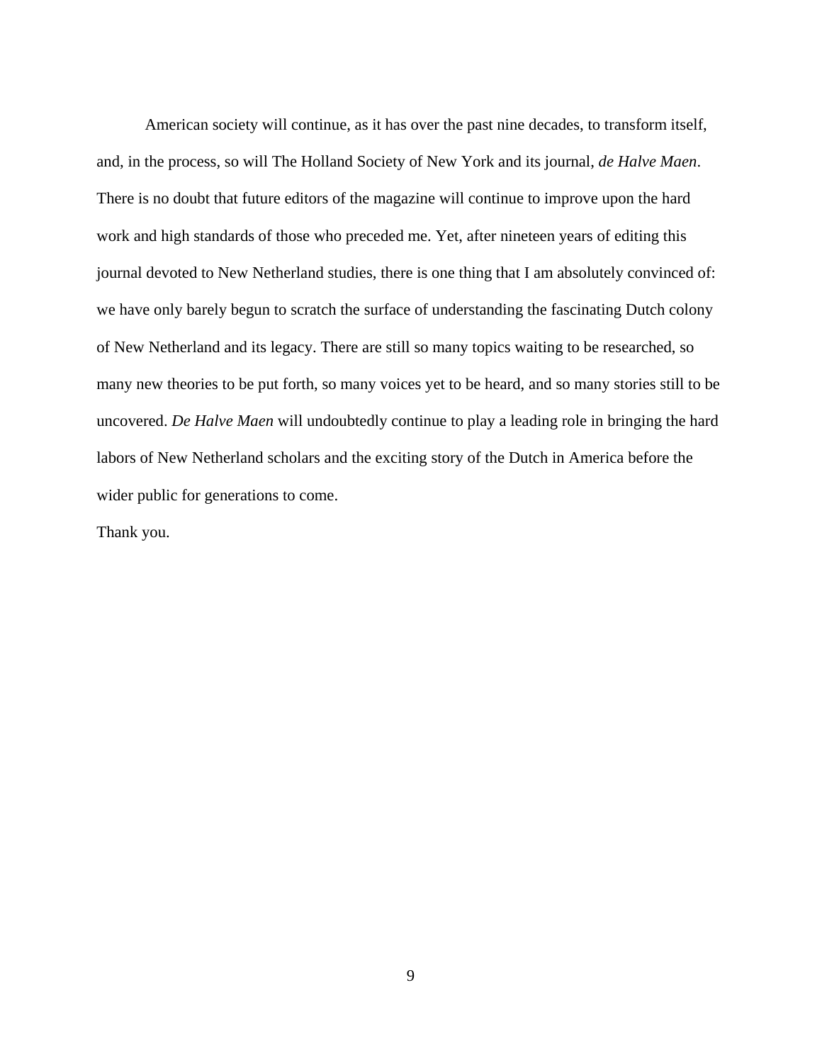American society will continue, as it has over the past nine decades, to transform itself, and, in the process, so will The Holland Society of New York and its journal, *de Halve Maen*. There is no doubt that future editors of the magazine will continue to improve upon the hard work and high standards of those who preceded me. Yet, after nineteen years of editing this journal devoted to New Netherland studies, there is one thing that I am absolutely convinced of: we have only barely begun to scratch the surface of understanding the fascinating Dutch colony of New Netherland and its legacy. There are still so many topics waiting to be researched, so many new theories to be put forth, so many voices yet to be heard, and so many stories still to be uncovered. *De Halve Maen* will undoubtedly continue to play a leading role in bringing the hard labors of New Netherland scholars and the exciting story of the Dutch in America before the wider public for generations to come.

Thank you.